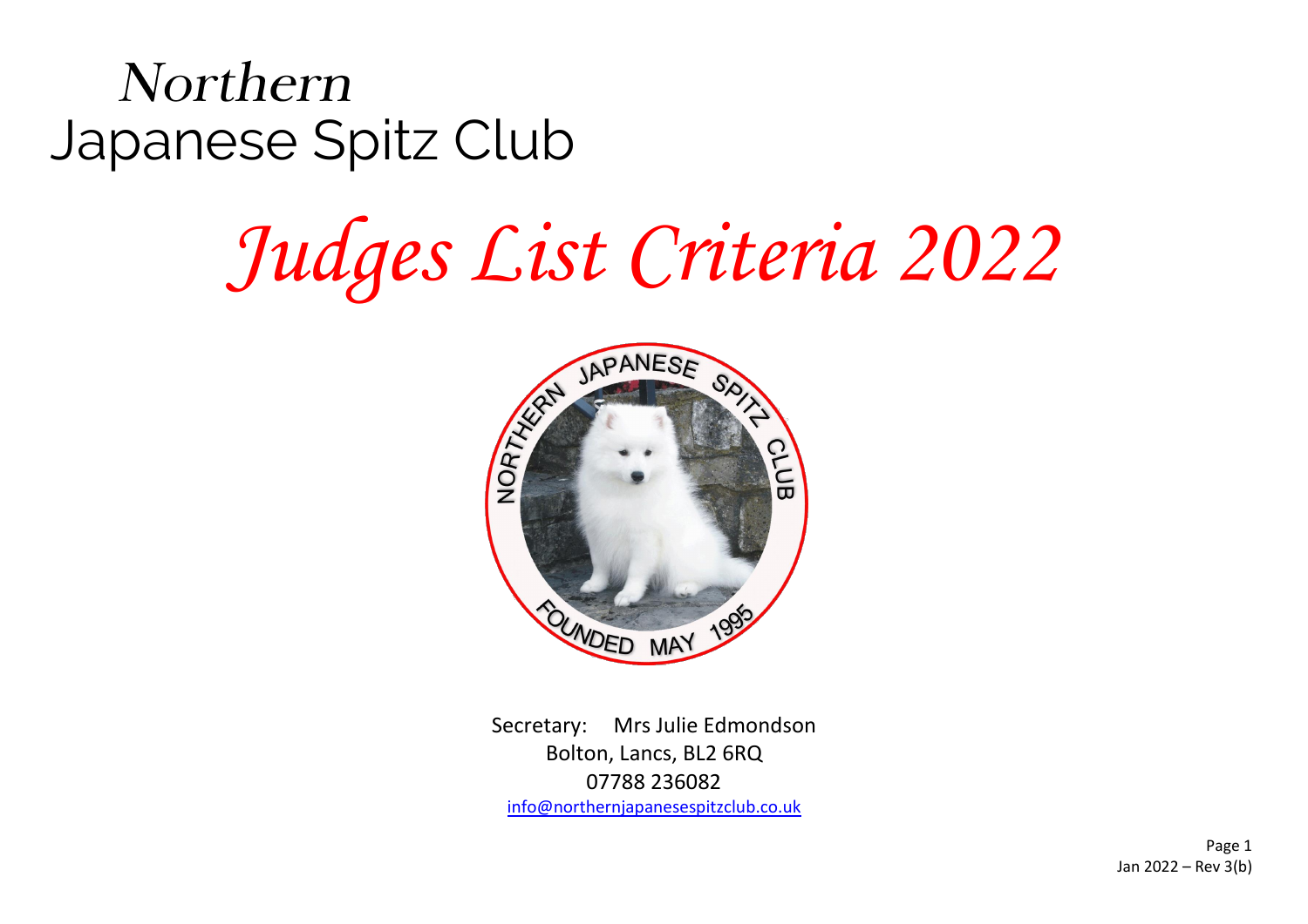# Northern Japanese Spitz Club

# *Judges List Criteria 2022*

Secretary: Mrs Julie Edmondson
Bolton, Lancs, BL2 6RQ
07788 236082
info@northernjapanesespitzclub.co.uk

Jan 2022 – Rev 3(b)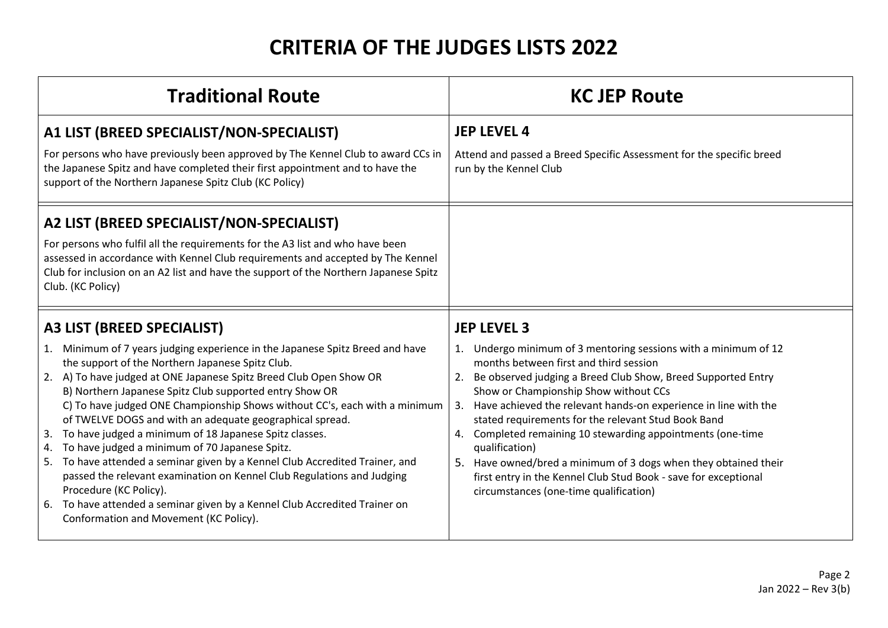# CRITERIA OF THE JUDGES LISTS 2022

| Traditional Route | KC JEP Route |
|---|---|
| **A1 LIST (BREED SPECIALIST/NON-SPECIALIST)**<br><br>For persons who have previously been approved by The Kennel Club to award CCs in the Japanese Spitz and have completed their first appointment and to have the support of the Northern Japanese Spitz Club (KC Policy) | **JEP LEVEL 4**<br><br>Attend and passed a Breed Specific Assessment for the specific breed run by the Kennel Club |
| **A2 LIST (BREED SPECIALIST/NON-SPECIALIST)**<br><br>For persons who fulfil all the requirements for the A3 list and who have been assessed in accordance with Kennel Club requirements and accepted by The Kennel Club for inclusion on an A2 list and have the support of the Northern Japanese Spitz Club. (KC Policy) | |
| **A3 LIST (BREED SPECIALIST)**<br><br>1. Minimum of 7 years judging experience in the Japanese Spitz Breed and have the support of the Northern Japanese Spitz Club.<br>2. A) To have judged at ONE Japanese Spitz Breed Club Open Show OR<br>B) Northern Japanese Spitz Club supported entry Show OR<br>C) To have judged ONE Championship Shows without CC's, each with a minimum of TWELVE DOGS and with an adequate geographical spread.<br>3. To have judged a minimum of 18 Japanese Spitz classes.<br>4. To have judged a minimum of 70 Japanese Spitz.<br>5. To have attended a seminar given by a Kennel Club Accredited Trainer, and passed the relevant examination on Kennel Club Regulations and Judging Procedure (KC Policy).<br>6. To have attended a seminar given by a Kennel Club Accredited Trainer on Conformation and Movement (KC Policy). | **JEP LEVEL 3**<br><br>1. Undergo minimum of 3 mentoring sessions with a minimum of 12 months between first and third session<br>2. Be observed judging a Breed Club Show, Breed Supported Entry Show or Championship Show without CCs<br>3. Have achieved the relevant hands-on experience in line with the stated requirements for the relevant Stud Book Band<br>4. Completed remaining 10 stewarding appointments (one-time qualification)<br>5. Have owned/bred a minimum of 3 dogs when they obtained their first entry in the Kennel Club Stud Book - save for exceptional circumstances (one-time qualification) |

Jan 2022 – Rev 3(b)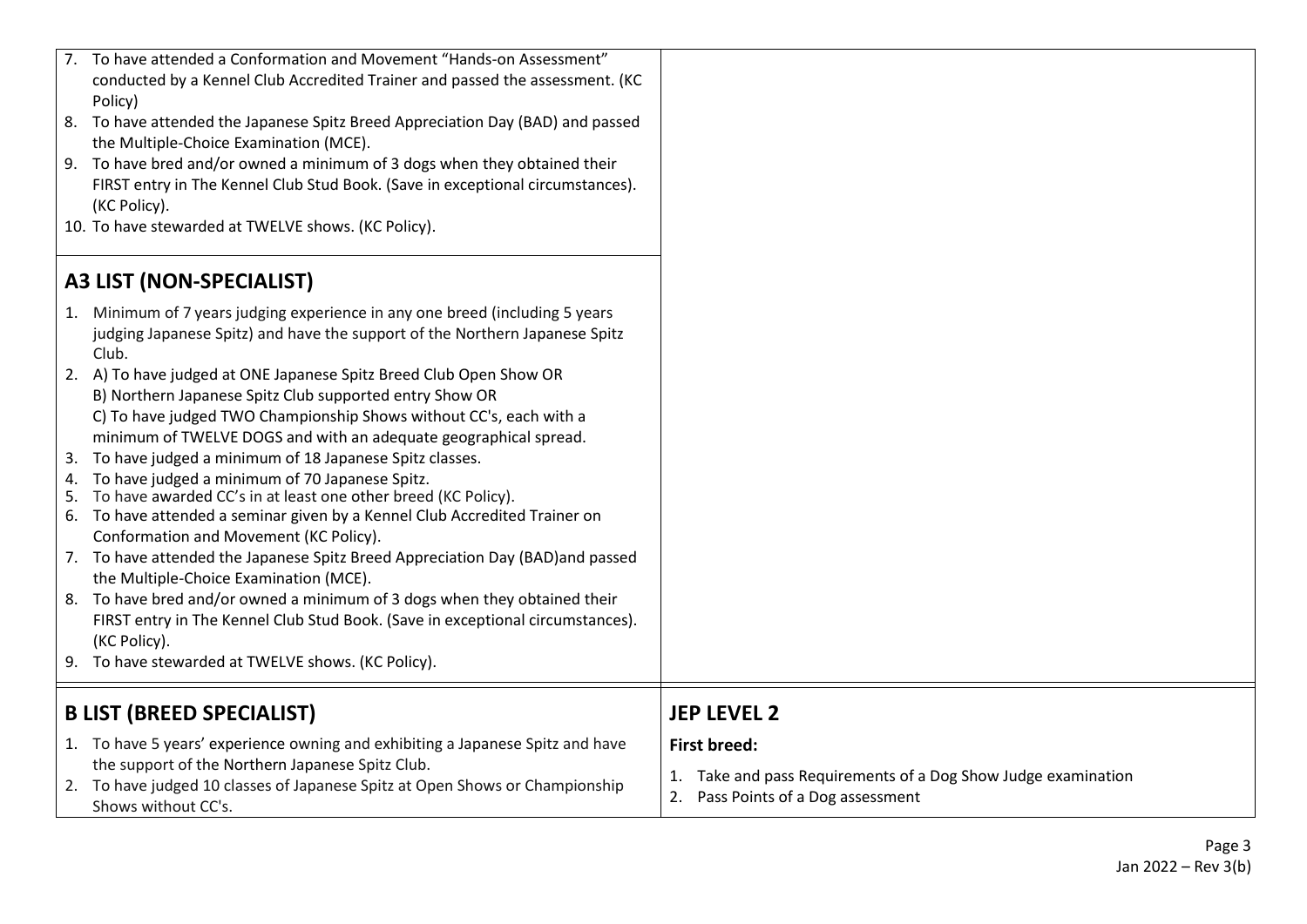7. To have attended a Conformation and Movement "Hands-on Assessment" conducted by a Kennel Club Accredited Trainer and passed the assessment. (KC Policy)
8. To have attended the Japanese Spitz Breed Appreciation Day (BAD) and passed the Multiple-Choice Examination (MCE).
9. To have bred and/or owned a minimum of 3 dogs when they obtained their FIRST entry in The Kennel Club Stud Book. (Save in exceptional circumstances). (KC Policy).
10. To have stewarded at TWELVE shows. (KC Policy).

## A3 LIST (NON-SPECIALIST)

1. Minimum of 7 years judging experience in any one breed (including 5 years judging Japanese Spitz) and have the support of the Northern Japanese Spitz Club.
2. A) To have judged at ONE Japanese Spitz Breed Club Open Show OR
   B) Northern Japanese Spitz Club supported entry Show OR
   C) To have judged TWO Championship Shows without CC's, each with a minimum of TWELVE DOGS and with an adequate geographical spread.
3. To have judged a minimum of 18 Japanese Spitz classes.
4. To have judged a minimum of 70 Japanese Spitz.
5. To have awarded CC's in at least one other breed (KC Policy).
6. To have attended a seminar given by a Kennel Club Accredited Trainer on Conformation and Movement (KC Policy).
7. To have attended the Japanese Spitz Breed Appreciation Day (BAD)and passed the Multiple-Choice Examination (MCE).
8. To have bred and/or owned a minimum of 3 dogs when they obtained their FIRST entry in The Kennel Club Stud Book. (Save in exceptional circumstances). (KC Policy).
9. To have stewarded at TWELVE shows. (KC Policy).

## B LIST (BREED SPECIALIST)

1. To have 5 years' experience owning and exhibiting a Japanese Spitz and have the support of the Northern Japanese Spitz Club.
2. To have judged 10 classes of Japanese Spitz at Open Shows or Championship Shows without CC's.

## JEP LEVEL 2

**First breed:**

1. Take and pass Requirements of a Dog Show Judge examination
2. Pass Points of a Dog assessment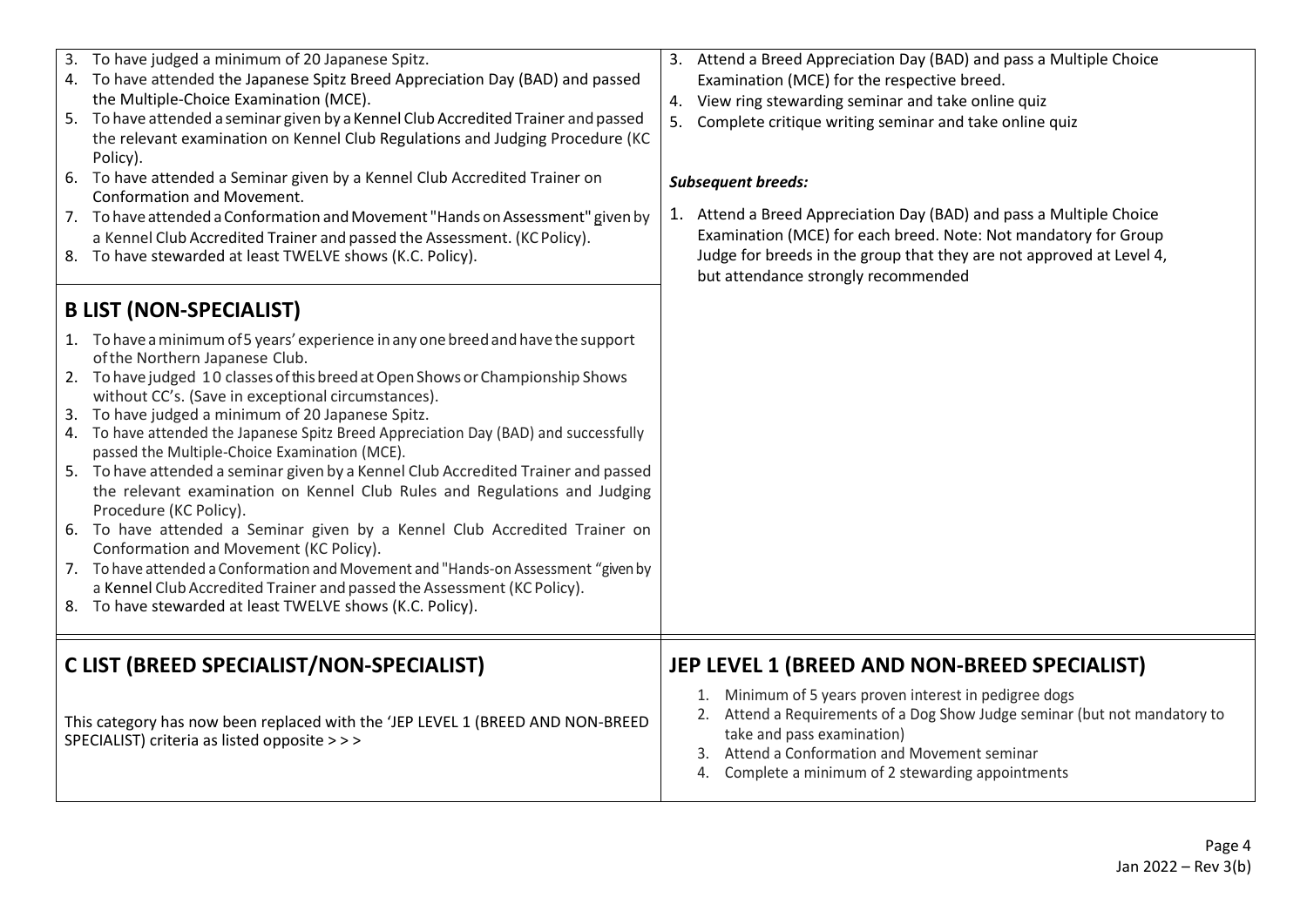3. To have judged a minimum of 20 Japanese Spitz.
4. To have attended the Japanese Spitz Breed Appreciation Day (BAD) and passed the Multiple-Choice Examination (MCE).
5. To have attended a seminar given by a Kennel Club Accredited Trainer and passed the relevant examination on Kennel Club Regulations and Judging Procedure (KC Policy).
6. To have attended a Seminar given by a Kennel Club Accredited Trainer on Conformation and Movement.
7. To have attended a Conformation and Movement "Hands on Assessment" given by a Kennel Club Accredited Trainer and passed the Assessment. (KC Policy).
8. To have stewarded at least TWELVE shows (K.C. Policy).

## B LIST (NON-SPECIALIST)

1. To have a minimum of 5 years' experience in any one breed and have the support of the Northern Japanese Club.
2. To have judged 10 classes of this breed at Open Shows or Championship Shows without CC's. (Save in exceptional circumstances).
3. To have judged a minimum of 20 Japanese Spitz.
4. To have attended the Japanese Spitz Breed Appreciation Day (BAD) and successfully passed the Multiple-Choice Examination (MCE).
5. To have attended a seminar given by a Kennel Club Accredited Trainer and passed the relevant examination on Kennel Club Rules and Regulations and Judging Procedure (KC Policy).
6. To have attended a Seminar given by a Kennel Club Accredited Trainer on Conformation and Movement (KC Policy).
7. To have attended a Conformation and Movement and "Hands-on Assessment "given by a Kennel Club Accredited Trainer and passed the Assessment (KC Policy).
8. To have stewarded at least TWELVE shows (K.C. Policy).

3. Attend a Breed Appreciation Day (BAD) and pass a Multiple Choice Examination (MCE) for the respective breed.
4. View ring stewarding seminar and take online quiz
5. Complete critique writing seminar and take online quiz

***Subsequent breeds:***

1. Attend a Breed Appreciation Day (BAD) and pass a Multiple Choice Examination (MCE) for each breed. Note: Not mandatory for Group Judge for breeds in the group that they are not approved at Level 4, but attendance strongly recommended

## C LIST (BREED SPECIALIST/NON-SPECIALIST)

This category has now been replaced with the 'JEP LEVEL 1 (BREED AND NON-BREED SPECIALIST) criteria as listed opposite > > >

## JEP LEVEL 1 (BREED AND NON-BREED SPECIALIST)

1. Minimum of 5 years proven interest in pedigree dogs
2. Attend a Requirements of a Dog Show Judge seminar (but not mandatory to take and pass examination)
3. Attend a Conformation and Movement seminar
4. Complete a minimum of 2 stewarding appointments

Jan 2022 – Rev 3(b)